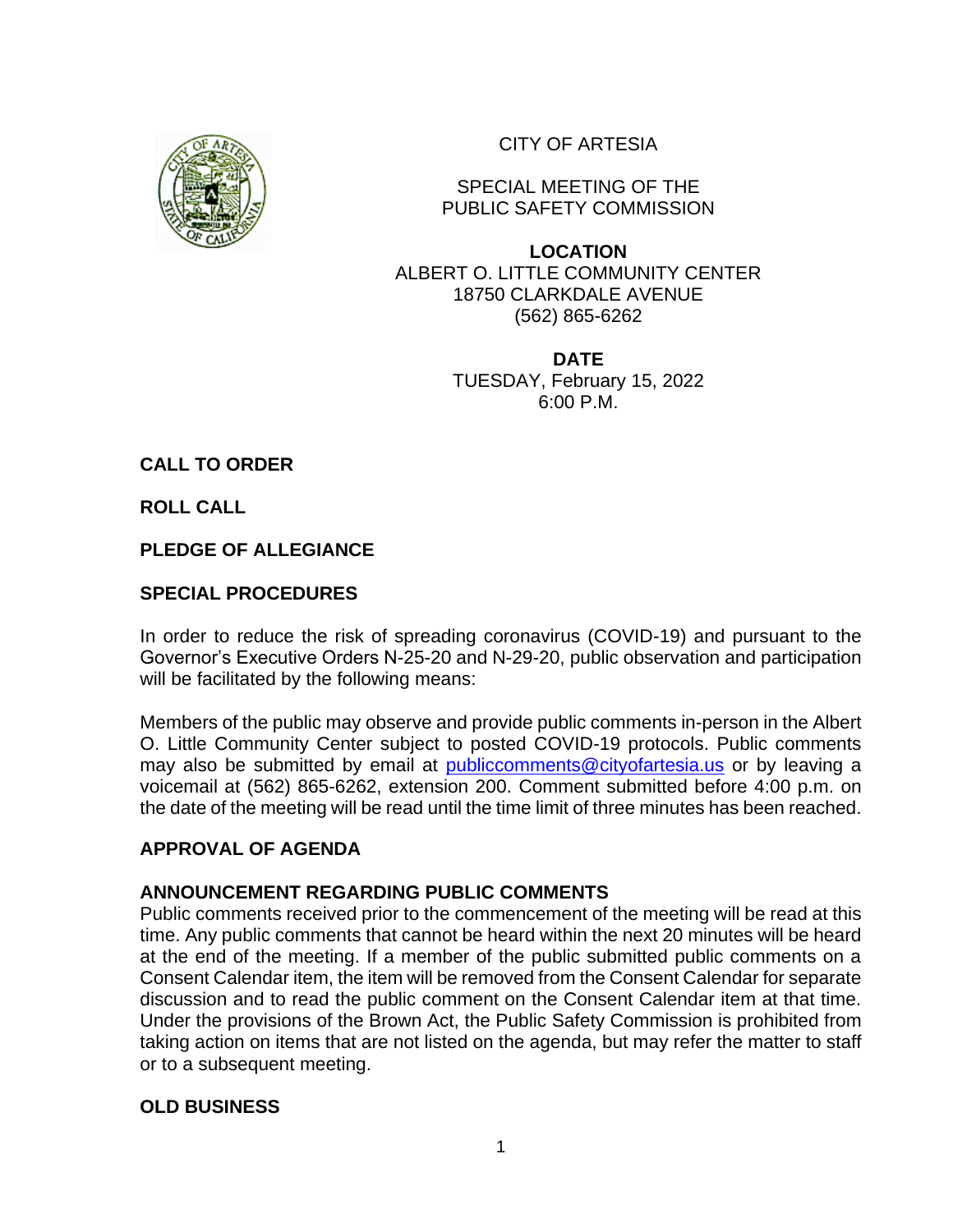CITY OF ARTESIA

SPECIAL MEETING OF THE
PUBLIC SAFETY COMMISSION

**LOCATION**
ALBERT O. LITTLE COMMUNITY CENTER
18750 CLARKDALE AVENUE
(562) 865-6262

**DATE**
TUESDAY, February 15, 2022
6:00 P.M.

**CALL TO ORDER**

**ROLL CALL**

**PLEDGE OF ALLEGIANCE**

**SPECIAL PROCEDURES**

In order to reduce the risk of spreading coronavirus (COVID-19) and pursuant to the Governor's Executive Orders N-25-20 and N-29-20, public observation and participation will be facilitated by the following means:

Members of the public may observe and provide public comments in-person in the Albert O. Little Community Center subject to posted COVID-19 protocols. Public comments may also be submitted by email at publiccomments@cityofartesia.us or by leaving a voicemail at (562) 865-6262, extension 200. Comment submitted before 4:00 p.m. on the date of the meeting will be read until the time limit of three minutes has been reached.

**APPROVAL OF AGENDA**

**ANNOUNCEMENT REGARDING PUBLIC COMMENTS**

Public comments received prior to the commencement of the meeting will be read at this time. Any public comments that cannot be heard within the next 20 minutes will be heard at the end of the meeting. If a member of the public submitted public comments on a Consent Calendar item, the item will be removed from the Consent Calendar for separate discussion and to read the public comment on the Consent Calendar item at that time. Under the provisions of the Brown Act, the Public Safety Commission is prohibited from taking action on items that are not listed on the agenda, but may refer the matter to staff or to a subsequent meeting.

**OLD BUSINESS**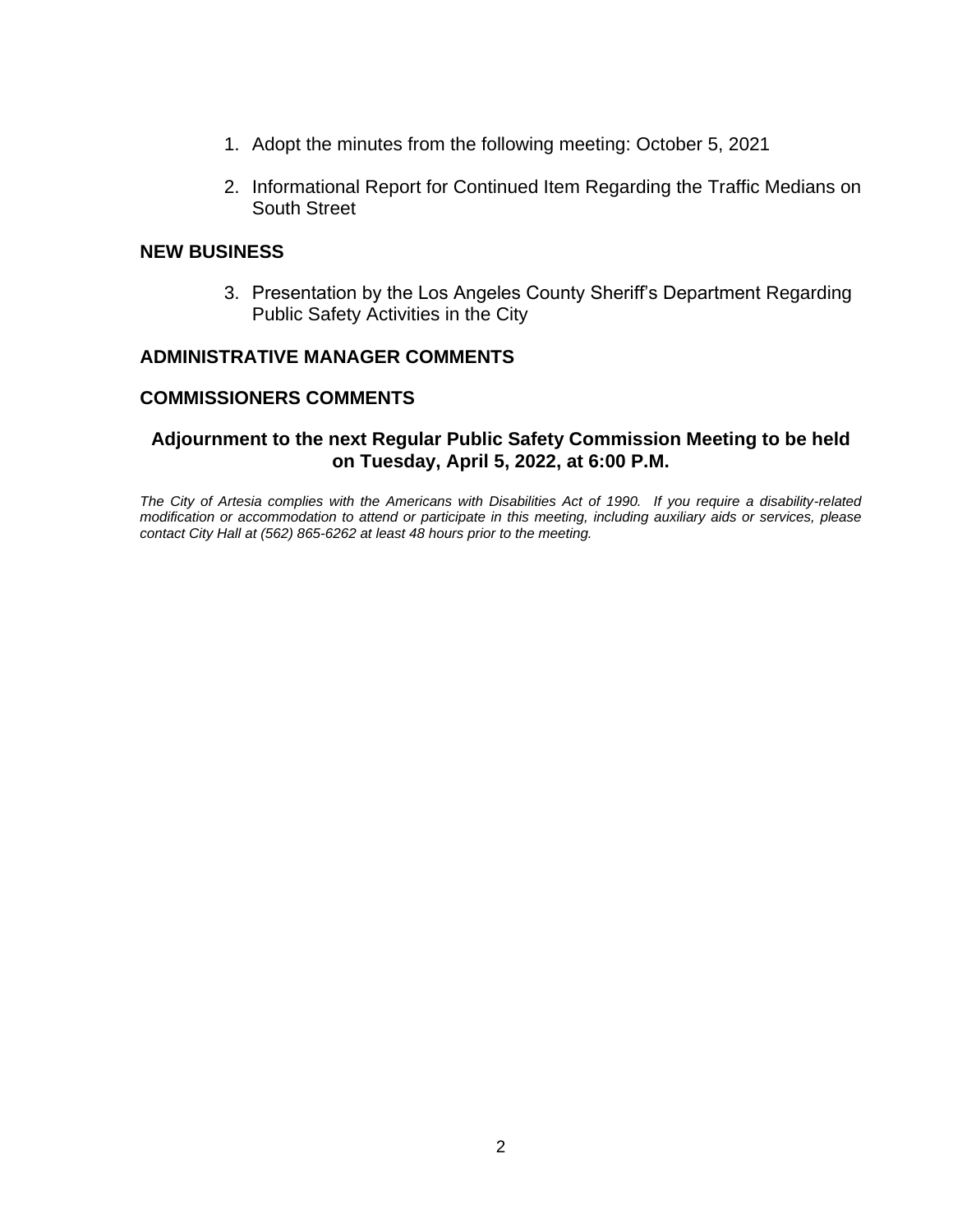1. Adopt the minutes from the following meeting: October 5, 2021

2. Informational Report for Continued Item Regarding the Traffic Medians on South Street

## NEW BUSINESS

3. Presentation by the Los Angeles County Sheriff's Department Regarding Public Safety Activities in the City

## ADMINISTRATIVE MANAGER COMMENTS

## COMMISSIONERS COMMENTS

**Adjournment to the next Regular Public Safety Commission Meeting to be held on Tuesday, April 5, 2022, at 6:00 P.M.**

*The City of Artesia complies with the Americans with Disabilities Act of 1990. If you require a disability-related modification or accommodation to attend or participate in this meeting, including auxiliary aids or services, please contact City Hall at (562) 865-6262 at least 48 hours prior to the meeting.*